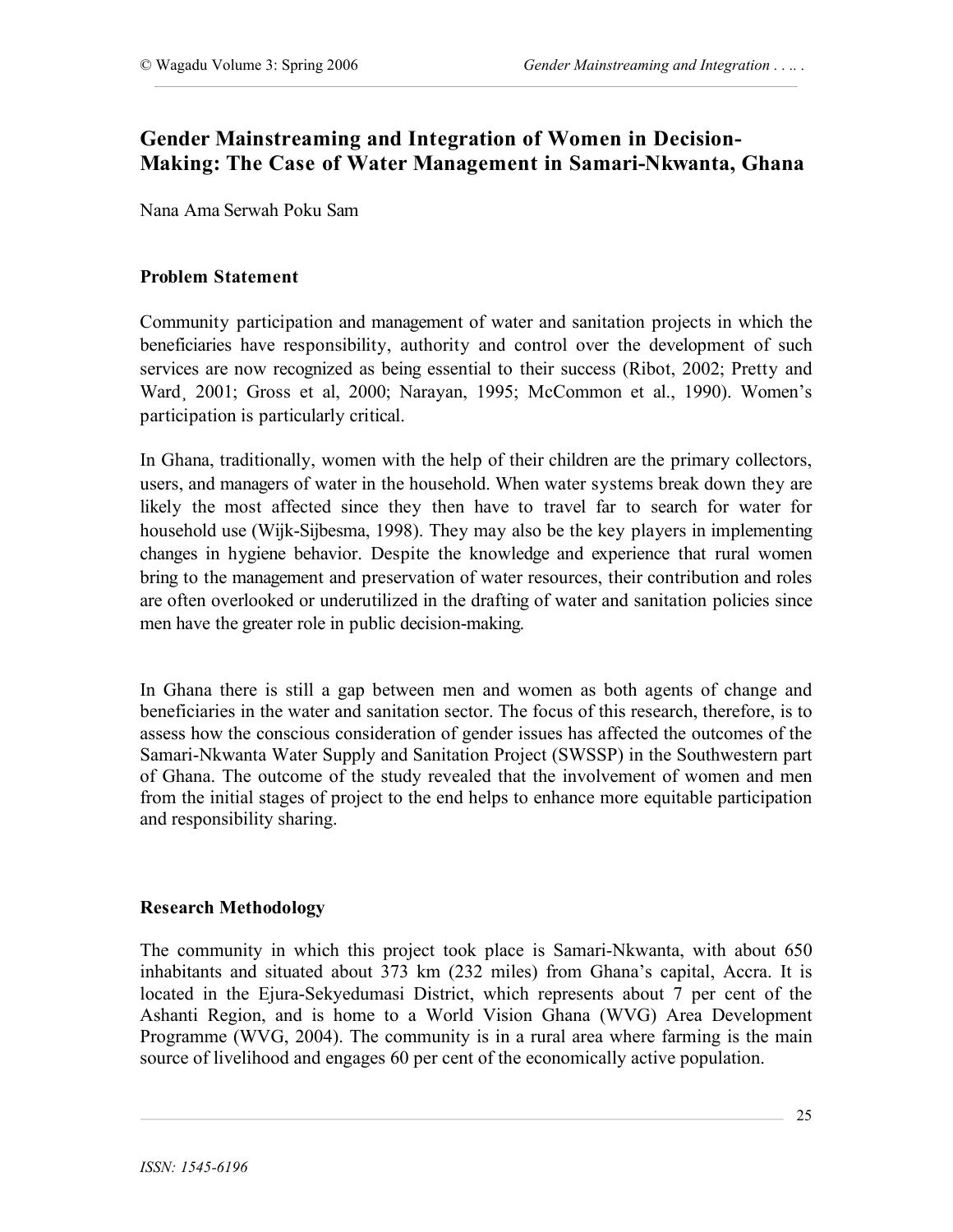# Gender Mainstreaming and Integration of Women in Decision-Making: The Case of Water Management in Samari-Nkwanta, Ghana

Nana Ama Serwah Poku Sam

## Problem Statement

Community participation and management of water and sanitation projects in which the beneficiaries have responsibility, authority and control over the development of such services are now recognized as being essential to their success (Ribot, 2002; Pretty and Ward¸ 2001; Gross et al, 2000; Narayan, 1995; McCommon et al., 1990). Women's participation is particularly critical.

In Ghana, traditionally, women with the help of their children are the primary collectors, users, and managers of water in the household. When water systems break down they are likely the most affected since they then have to travel far to search for water for household use (Wijk-Sijbesma, 1998). They may also be the key players in implementing changes in hygiene behavior. Despite the knowledge and experience that rural women bring to the management and preservation of water resources, their contribution and roles are often overlooked or underutilized in the drafting of water and sanitation policies since men have the greater role in public decision-making.

In Ghana there is still a gap between men and women as both agents of change and beneficiaries in the water and sanitation sector. The focus of this research, therefore, is to assess how the conscious consideration of gender issues has affected the outcomes of the Samari-Nkwanta Water Supply and Sanitation Project (SWSSP) in the Southwestern part of Ghana. The outcome of the study revealed that the involvement of women and men from the initial stages of project to the end helps to enhance more equitable participation and responsibility sharing.

## Research Methodology

The community in which this project took place is Samari-Nkwanta, with about 650 inhabitants and situated about 373 km (232 miles) from Ghana's capital, Accra. It is located in the Ejura-Sekyedumasi District, which represents about 7 per cent of the Ashanti Region, and is home to a World Vision Ghana (WVG) Area Development Programme (WVG, 2004). The community is in a rural area where farming is the main source of livelihood and engages 60 per cent of the economically active population.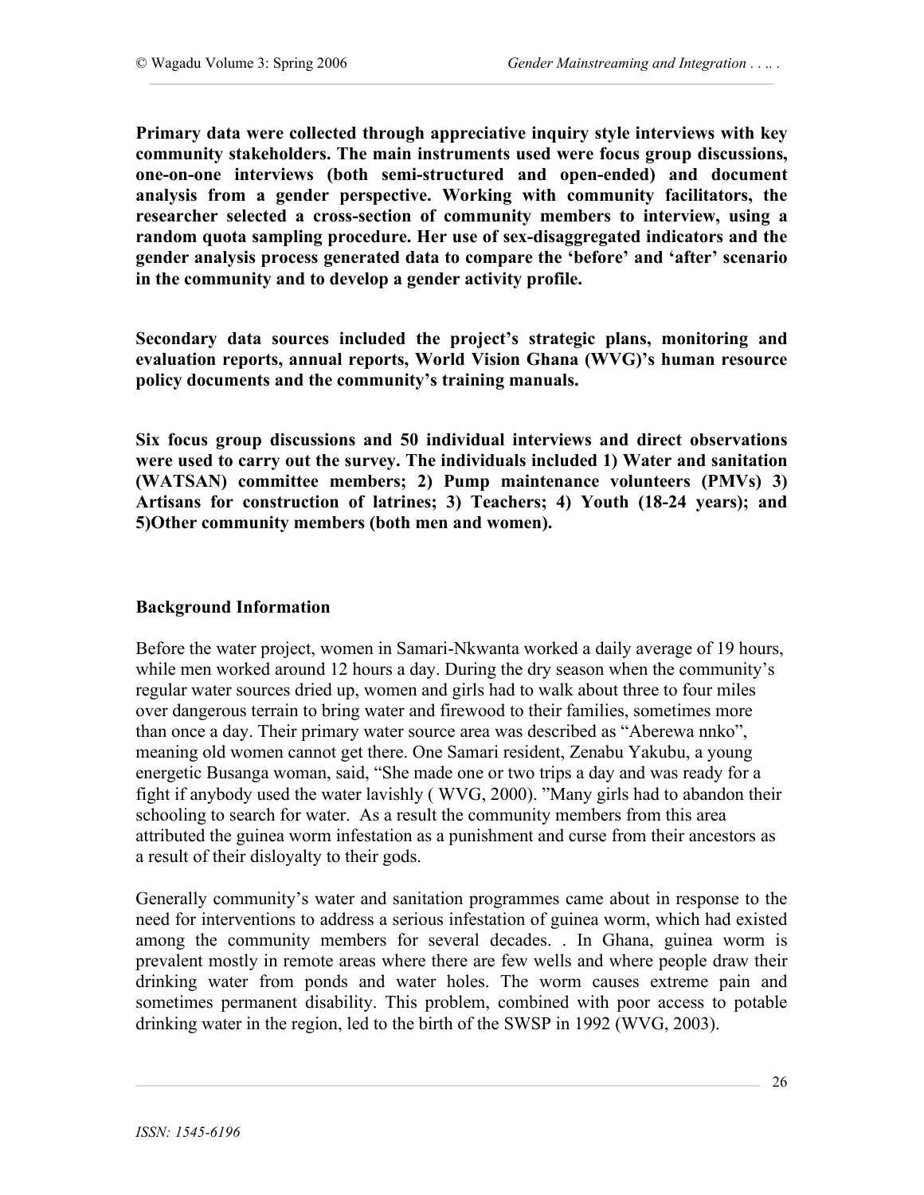**Primary data were collected through appreciative inquiry style interviews with key community stakeholders. The main instruments used were focus group discussions, one-on-one interviews (both semi-structured and open-ended) and document analysis from a gender perspective. Working with community facilitators, the researcher selected a cross-section of community members to interview, using a random quota sampling procedure. Her use of sex-disaggregated indicators and the gender analysis process generated data to compare the 'before' and 'after' scenario in the community and to develop a gender activity profile.**

**Secondary data sources included the project's strategic plans, monitoring and evaluation reports, annual reports, World Vision Ghana (WVG)'s human resource policy documents and the community's training manuals.**

**Six focus group discussions and 50 individual interviews and direct observations were used to carry out the survey. The individuals included 1) Water and sanitation (WATSAN) committee members; 2) Pump maintenance volunteers (PMVs) 3) Artisans for construction of latrines; 3) Teachers; 4) Youth (18-24 years); and 5)Other community members (both men and women).**

**Background Information**

Before the water project, women in Samari-Nkwanta worked a daily average of 19 hours, while men worked around 12 hours a day. During the dry season when the community's regular water sources dried up, women and girls had to walk about three to four miles over dangerous terrain to bring water and firewood to their families, sometimes more than once a day. Their primary water source area was described as "Aberewa nnko", meaning old women cannot get there. One Samari resident, Zenabu Yakubu, a young energetic Busanga woman, said, "She made one or two trips a day and was ready for a fight if anybody used the water lavishly ( WVG, 2000). "Many girls had to abandon their schooling to search for water. As a result the community members from this area attributed the guinea worm infestation as a punishment and curse from their ancestors as a result of their disloyalty to their gods.

Generally community's water and sanitation programmes came about in response to the need for interventions to address a serious infestation of guinea worm, which had existed among the community members for several decades. . In Ghana, guinea worm is prevalent mostly in remote areas where there are few wells and where people draw their drinking water from ponds and water holes. The worm causes extreme pain and sometimes permanent disability. This problem, combined with poor access to potable drinking water in the region, led to the birth of the SWSP in 1992 (WVG, 2003).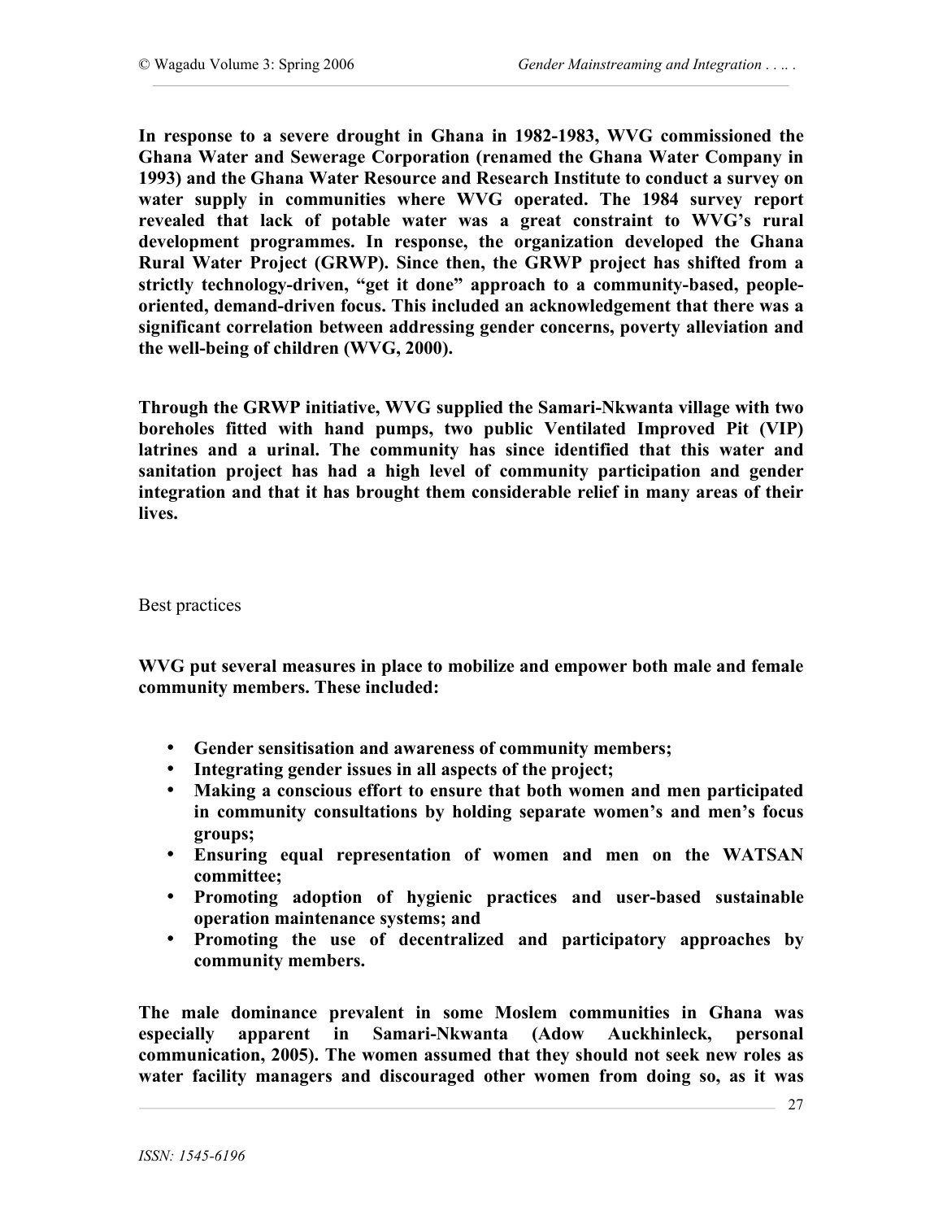**In response to a severe drought in Ghana in 1982-1983, WVG commissioned the Ghana Water and Sewerage Corporation (renamed the Ghana Water Company in 1993) and the Ghana Water Resource and Research Institute to conduct a survey on water supply in communities where WVG operated. The 1984 survey report revealed that lack of potable water was a great constraint to WVG's rural development programmes. In response, the organization developed the Ghana Rural Water Project (GRWP). Since then, the GRWP project has shifted from a strictly technology-driven, "get it done" approach to a community-based, people-oriented, demand-driven focus. This included an acknowledgement that there was a significant correlation between addressing gender concerns, poverty alleviation and the well-being of children (WVG, 2000).**

**Through the GRWP initiative, WVG supplied the Samari-Nkwanta village with two boreholes fitted with hand pumps, two public Ventilated Improved Pit (VIP) latrines and a urinal. The community has since identified that this water and sanitation project has had a high level of community participation and gender integration and that it has brought them considerable relief in many areas of their lives.**

## Best practices

**WVG put several measures in place to mobilize and empower both male and female community members. These included:**

- **Gender sensitisation and awareness of community members;**
- **Integrating gender issues in all aspects of the project;**
- **Making a conscious effort to ensure that both women and men participated in community consultations by holding separate women's and men's focus groups;**
- **Ensuring equal representation of women and men on the WATSAN committee;**
- **Promoting adoption of hygienic practices and user-based sustainable operation maintenance systems; and**
- **Promoting the use of decentralized and participatory approaches by community members.**

**The male dominance prevalent in some Moslem communities in Ghana was especially apparent in Samari-Nkwanta (Adow Auckhinleck, personal communication, 2005). The women assumed that they should not seek new roles as water facility managers and discouraged other women from doing so, as it was**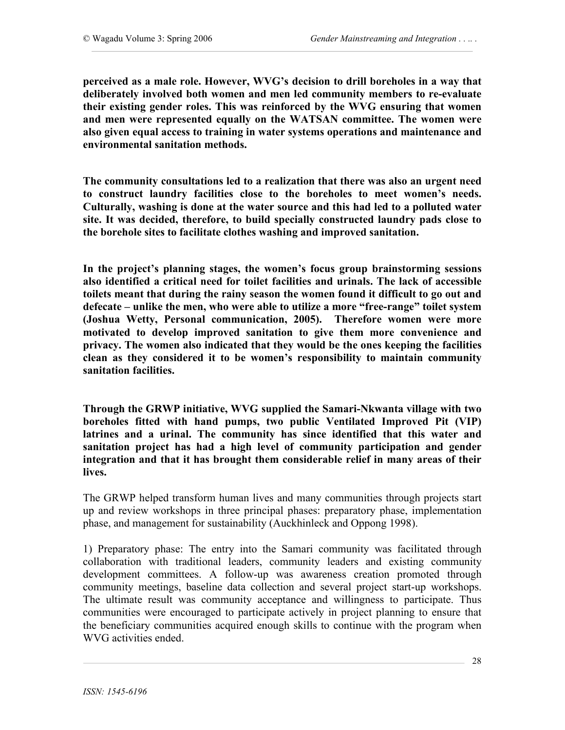**perceived as a male role. However, WVG's decision to drill boreholes in a way that deliberately involved both women and men led community members to re-evaluate their existing gender roles. This was reinforced by the WVG ensuring that women and men were represented equally on the WATSAN committee. The women were also given equal access to training in water systems operations and maintenance and environmental sanitation methods.**

**The community consultations led to a realization that there was also an urgent need to construct laundry facilities close to the boreholes to meet women's needs. Culturally, washing is done at the water source and this had led to a polluted water site. It was decided, therefore, to build specially constructed laundry pads close to the borehole sites to facilitate clothes washing and improved sanitation.**

**In the project's planning stages, the women's focus group brainstorming sessions also identified a critical need for toilet facilities and urinals. The lack of accessible toilets meant that during the rainy season the women found it difficult to go out and defecate – unlike the men, who were able to utilize a more "free-range" toilet system (Joshua Wetty, Personal communication, 2005). Therefore women were more motivated to develop improved sanitation to give them more convenience and privacy. The women also indicated that they would be the ones keeping the facilities clean as they considered it to be women's responsibility to maintain community sanitation facilities.**

**Through the GRWP initiative, WVG supplied the Samari-Nkwanta village with two boreholes fitted with hand pumps, two public Ventilated Improved Pit (VIP) latrines and a urinal. The community has since identified that this water and sanitation project has had a high level of community participation and gender integration and that it has brought them considerable relief in many areas of their lives.**

The GRWP helped transform human lives and many communities through projects start up and review workshops in three principal phases: preparatory phase, implementation phase, and management for sustainability (Auckhinleck and Oppong 1998).

1) Preparatory phase: The entry into the Samari community was facilitated through collaboration with traditional leaders, community leaders and existing community development committees. A follow-up was awareness creation promoted through community meetings, baseline data collection and several project start-up workshops. The ultimate result was community acceptance and willingness to participate. Thus communities were encouraged to participate actively in project planning to ensure that the beneficiary communities acquired enough skills to continue with the program when WVG activities ended.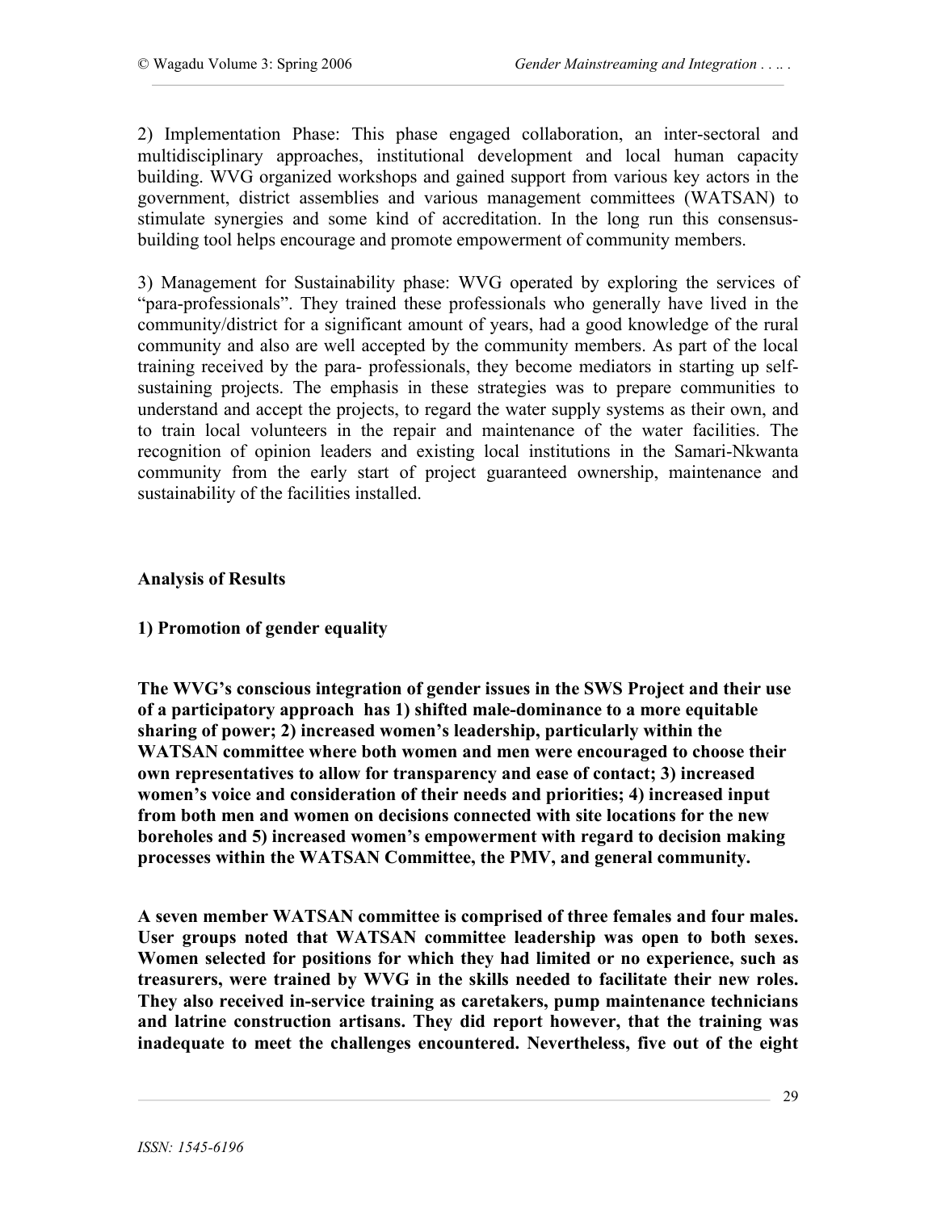2) Implementation Phase: This phase engaged collaboration, an inter-sectoral and multidisciplinary approaches, institutional development and local human capacity building. WVG organized workshops and gained support from various key actors in the government, district assemblies and various management committees (WATSAN) to stimulate synergies and some kind of accreditation. In the long run this consensus-building tool helps encourage and promote empowerment of community members.

3) Management for Sustainability phase: WVG operated by exploring the services of "para-professionals". They trained these professionals who generally have lived in the community/district for a significant amount of years, had a good knowledge of the rural community and also are well accepted by the community members. As part of the local training received by the para- professionals, they become mediators in starting up self-sustaining projects. The emphasis in these strategies was to prepare communities to understand and accept the projects, to regard the water supply systems as their own, and to train local volunteers in the repair and maintenance of the water facilities. The recognition of opinion leaders and existing local institutions in the Samari-Nkwanta community from the early start of project guaranteed ownership, maintenance and sustainability of the facilities installed.

**Analysis of Results**

**1) Promotion of gender equality**

**The WVG's conscious integration of gender issues in the SWS Project and their use of a participatory approach has 1) shifted male-dominance to a more equitable sharing of power; 2) increased women's leadership, particularly within the WATSAN committee where both women and men were encouraged to choose their own representatives to allow for transparency and ease of contact; 3) increased women's voice and consideration of their needs and priorities; 4) increased input from both men and women on decisions connected with site locations for the new boreholes and 5) increased women's empowerment with regard to decision making processes within the WATSAN Committee, the PMV, and general community.**

**A seven member WATSAN committee is comprised of three females and four males. User groups noted that WATSAN committee leadership was open to both sexes. Women selected for positions for which they had limited or no experience, such as treasurers, were trained by WVG in the skills needed to facilitate their new roles. They also received in-service training as caretakers, pump maintenance technicians and latrine construction artisans. They did report however, that the training was inadequate to meet the challenges encountered. Nevertheless, five out of the eight**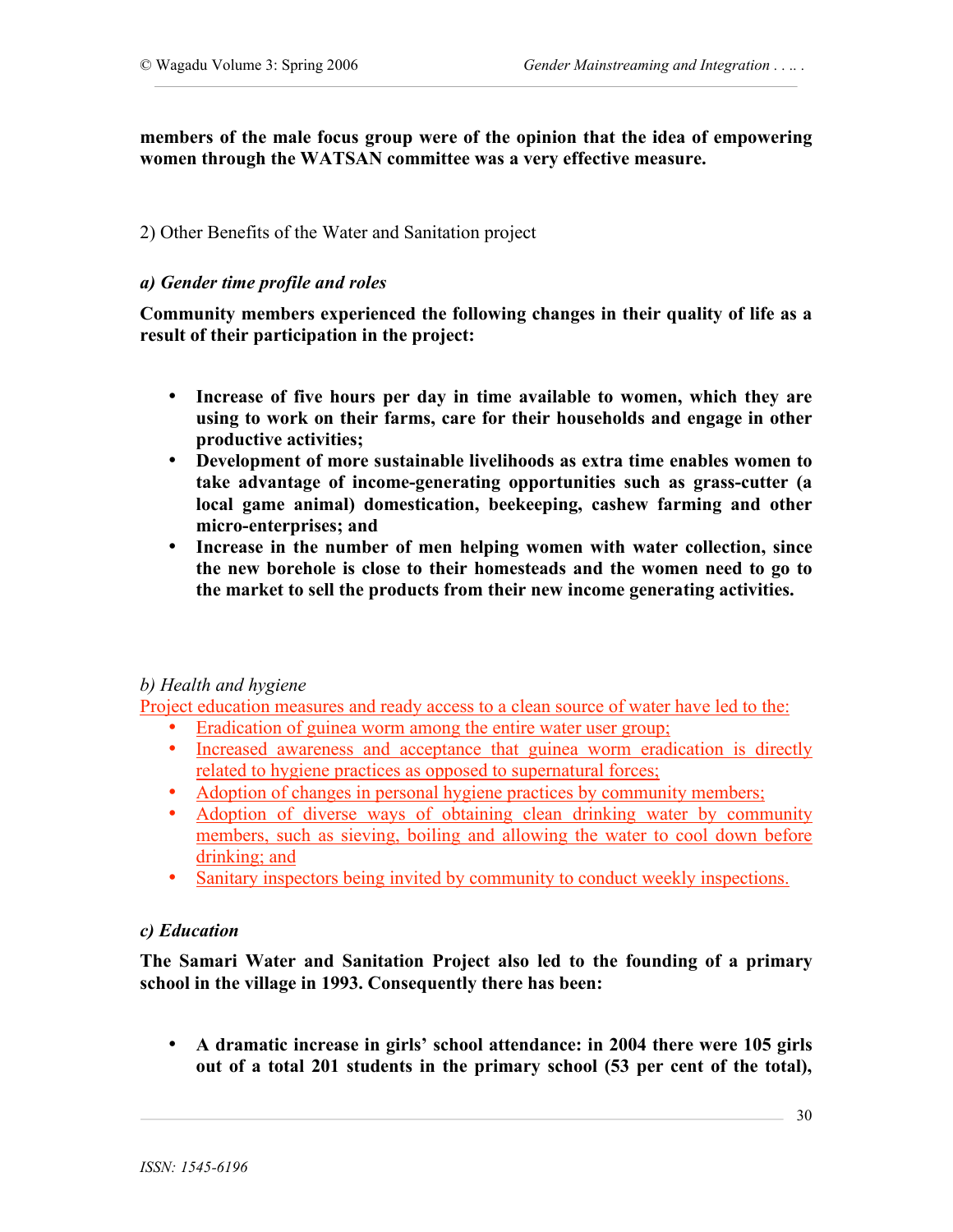**members of the male focus group were of the opinion that the idea of empowering women through the WATSAN committee was a very effective measure.**

2) Other Benefits of the Water and Sanitation project

***a) Gender time profile and roles***

**Community members experienced the following changes in their quality of life as a result of their participation in the project:**

- **Increase of five hours per day in time available to women, which they are using to work on their farms, care for their households and engage in other productive activities;**
- **Development of more sustainable livelihoods as extra time enables women to take advantage of income-generating opportunities such as grass-cutter (a local game animal) domestication, beekeeping, cashew farming and other micro-enterprises; and**
- **Increase in the number of men helping women with water collection, since the new borehole is close to their homesteads and the women need to go to the market to sell the products from their new income generating activities.**

*b) Health and hygiene*

Project education measures and ready access to a clean source of water have led to the:

- Eradication of guinea worm among the entire water user group;
- Increased awareness and acceptance that guinea worm eradication is directly related to hygiene practices as opposed to supernatural forces;
- Adoption of changes in personal hygiene practices by community members;
- Adoption of diverse ways of obtaining clean drinking water by community members, such as sieving, boiling and allowing the water to cool down before drinking; and
- Sanitary inspectors being invited by community to conduct weekly inspections.

***c) Education***

**The Samari Water and Sanitation Project also led to the founding of a primary school in the village in 1993. Consequently there has been:**

- **A dramatic increase in girls' school attendance: in 2004 there were 105 girls out of a total 201 students in the primary school (53 per cent of the total),**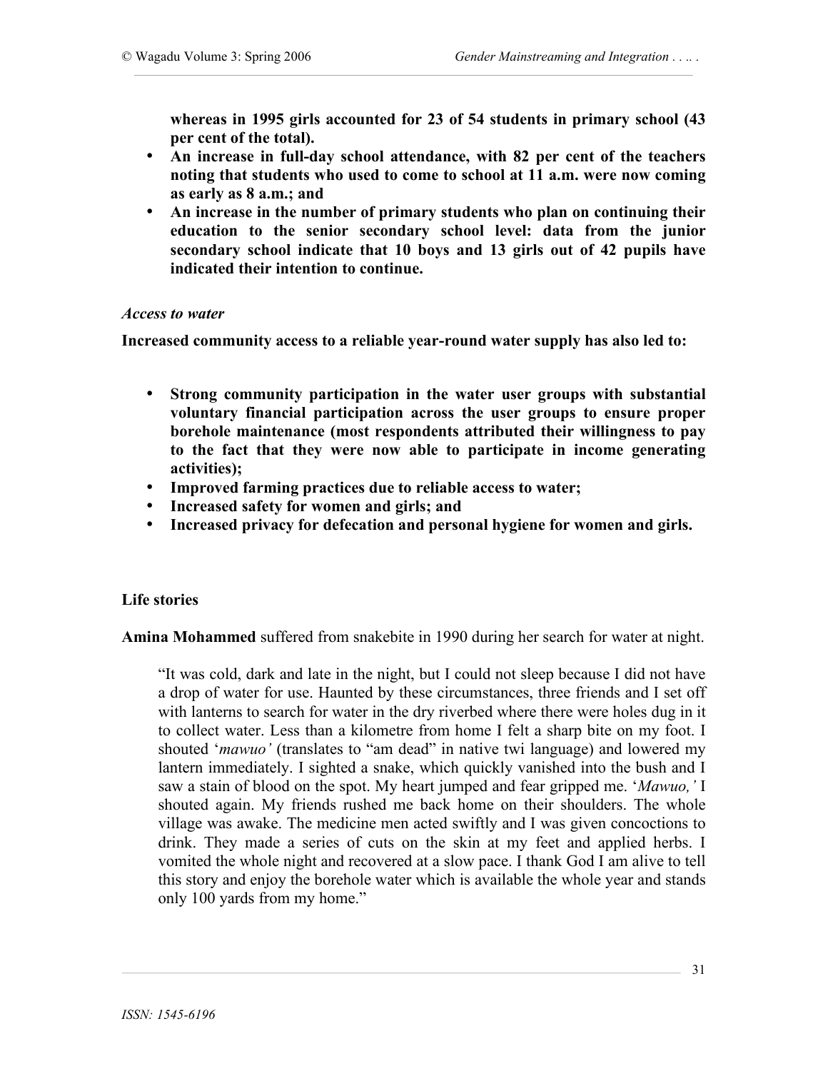**whereas in 1995 girls accounted for 23 of 54 students in primary school (43 per cent of the total).**

- **An increase in full-day school attendance, with 82 per cent of the teachers noting that students who used to come to school at 11 a.m. were now coming as early as 8 a.m.; and**
- **An increase in the number of primary students who plan on continuing their education to the senior secondary school level: data from the junior secondary school indicate that 10 boys and 13 girls out of 42 pupils have indicated their intention to continue.**

*Access to water*

**Increased community access to a reliable year-round water supply has also led to:**

- **Strong community participation in the water user groups with substantial voluntary financial participation across the user groups to ensure proper borehole maintenance (most respondents attributed their willingness to pay to the fact that they were now able to participate in income generating activities);**
- **Improved farming practices due to reliable access to water;**
- **Increased safety for women and girls; and**
- **Increased privacy for defecation and personal hygiene for women and girls.**

**Life stories**

**Amina Mohammed** suffered from snakebite in 1990 during her search for water at night.

> "It was cold, dark and late in the night, but I could not sleep because I did not have a drop of water for use. Haunted by these circumstances, three friends and I set off with lanterns to search for water in the dry riverbed where there were holes dug in it to collect water. Less than a kilometre from home I felt a sharp bite on my foot. I shouted '*mawuo'* (translates to "am dead" in native twi language) and lowered my lantern immediately. I sighted a snake, which quickly vanished into the bush and I saw a stain of blood on the spot. My heart jumped and fear gripped me. '*Mawuo,'* I shouted again. My friends rushed me back home on their shoulders. The whole village was awake. The medicine men acted swiftly and I was given concoctions to drink. They made a series of cuts on the skin at my feet and applied herbs. I vomited the whole night and recovered at a slow pace. I thank God I am alive to tell this story and enjoy the borehole water which is available the whole year and stands only 100 yards from my home."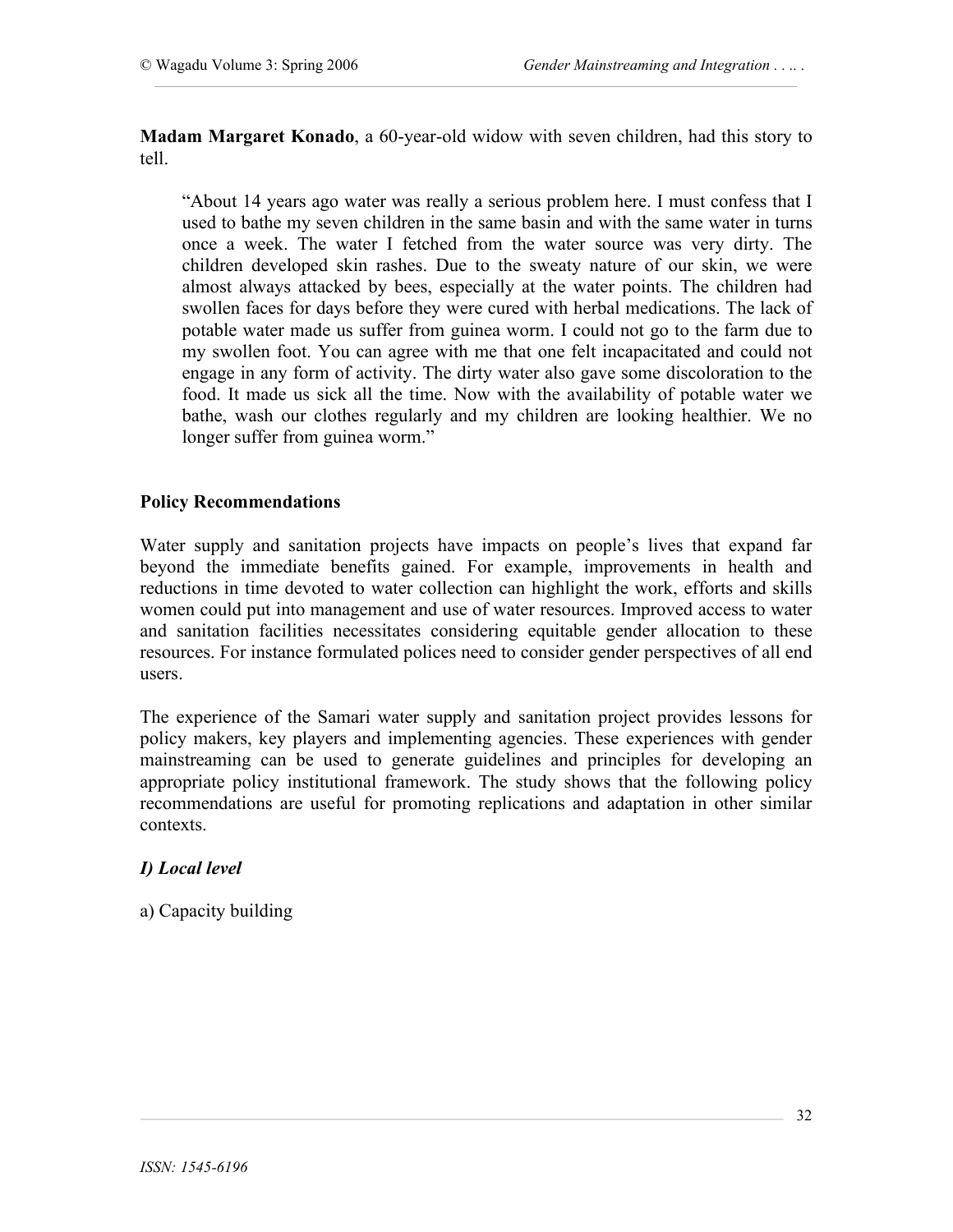**Madam Margaret Konado**, a 60-year-old widow with seven children, had this story to tell.

> "About 14 years ago water was really a serious problem here. I must confess that I used to bathe my seven children in the same basin and with the same water in turns once a week. The water I fetched from the water source was very dirty. The children developed skin rashes. Due to the sweaty nature of our skin, we were almost always attacked by bees, especially at the water points. The children had swollen faces for days before they were cured with herbal medications. The lack of potable water made us suffer from guinea worm. I could not go to the farm due to my swollen foot. You can agree with me that one felt incapacitated and could not engage in any form of activity. The dirty water also gave some discoloration to the food. It made us sick all the time. Now with the availability of potable water we bathe, wash our clothes regularly and my children are looking healthier. We no longer suffer from guinea worm."

## Policy Recommendations

Water supply and sanitation projects have impacts on people's lives that expand far beyond the immediate benefits gained. For example, improvements in health and reductions in time devoted to water collection can highlight the work, efforts and skills women could put into management and use of water resources. Improved access to water and sanitation facilities necessitates considering equitable gender allocation to these resources. For instance formulated polices need to consider gender perspectives of all end users.

The experience of the Samari water supply and sanitation project provides lessons for policy makers, key players and implementing agencies. These experiences with gender mainstreaming can be used to generate guidelines and principles for developing an appropriate policy institutional framework. The study shows that the following policy recommendations are useful for promoting replications and adaptation in other similar contexts.

### *I) Local level*

a) Capacity building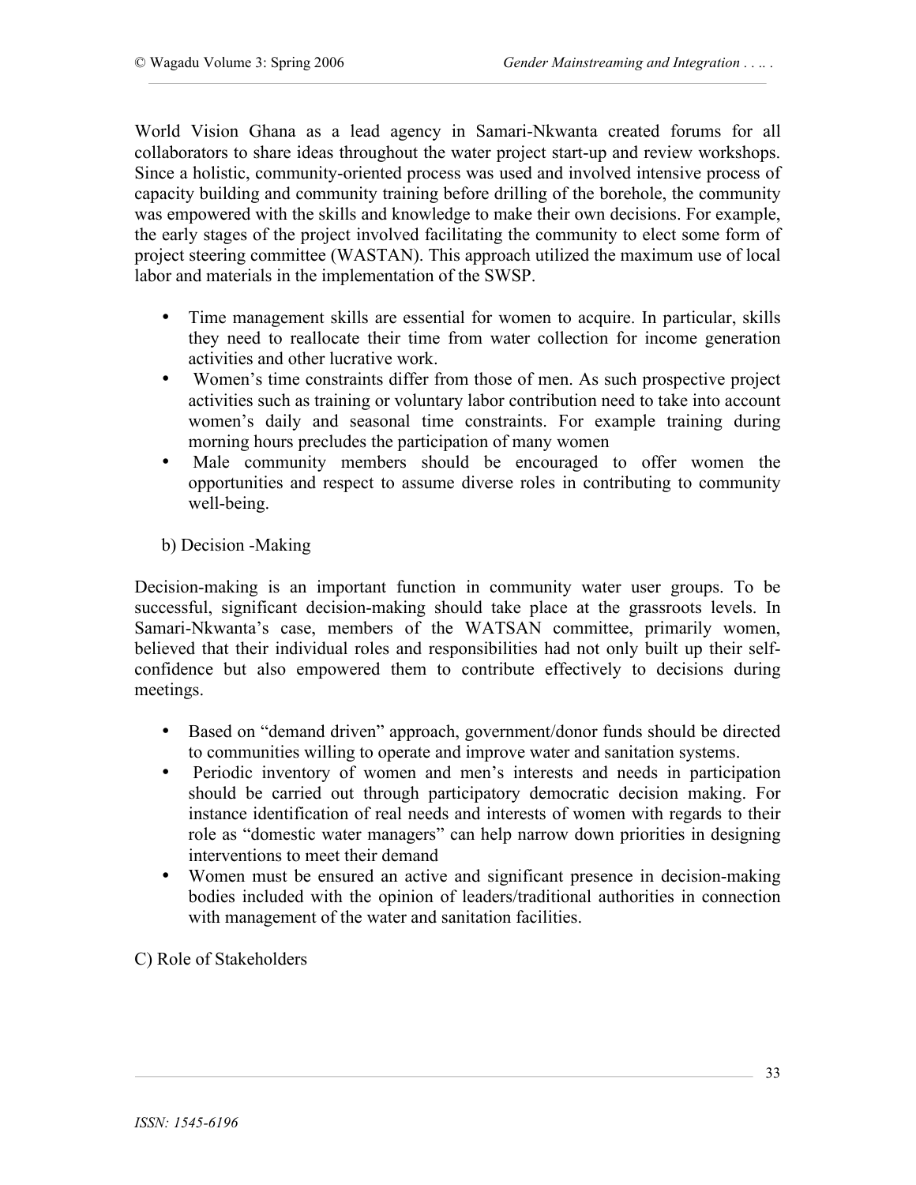World Vision Ghana as a lead agency in Samari-Nkwanta created forums for all collaborators to share ideas throughout the water project start-up and review workshops. Since a holistic, community-oriented process was used and involved intensive process of capacity building and community training before drilling of the borehole, the community was empowered with the skills and knowledge to make their own decisions. For example, the early stages of the project involved facilitating the community to elect some form of project steering committee (WASTAN). This approach utilized the maximum use of local labor and materials in the implementation of the SWSP.

- Time management skills are essential for women to acquire. In particular, skills they need to reallocate their time from water collection for income generation activities and other lucrative work.
- Women's time constraints differ from those of men. As such prospective project activities such as training or voluntary labor contribution need to take into account women's daily and seasonal time constraints. For example training during morning hours precludes the participation of many women
- Male community members should be encouraged to offer women the opportunities and respect to assume diverse roles in contributing to community well-being.

b) Decision -Making

Decision-making is an important function in community water user groups. To be successful, significant decision-making should take place at the grassroots levels. In Samari-Nkwanta's case, members of the WATSAN committee, primarily women, believed that their individual roles and responsibilities had not only built up their self-confidence but also empowered them to contribute effectively to decisions during meetings.

- Based on "demand driven" approach, government/donor funds should be directed to communities willing to operate and improve water and sanitation systems.
- Periodic inventory of women and men's interests and needs in participation should be carried out through participatory democratic decision making. For instance identification of real needs and interests of women with regards to their role as "domestic water managers" can help narrow down priorities in designing interventions to meet their demand
- Women must be ensured an active and significant presence in decision-making bodies included with the opinion of leaders/traditional authorities in connection with management of the water and sanitation facilities.

C) Role of Stakeholders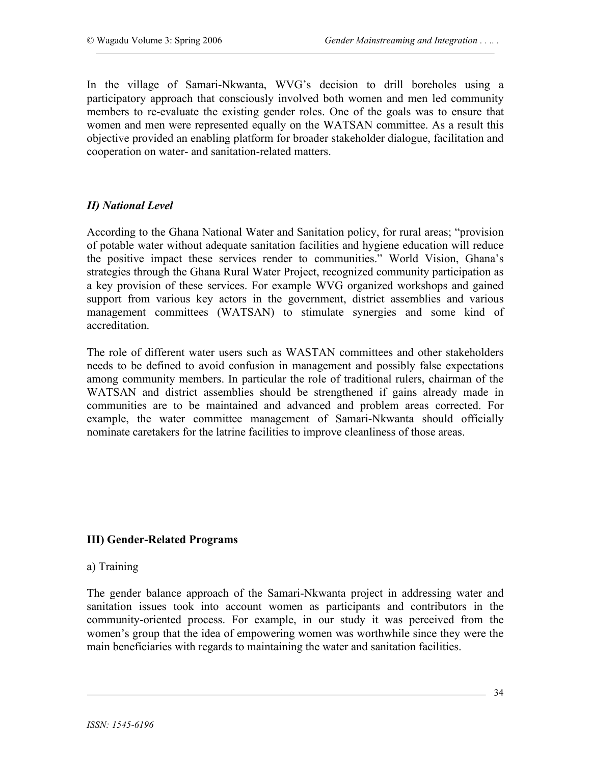In the village of Samari-Nkwanta, WVG's decision to drill boreholes using a participatory approach that consciously involved both women and men led community members to re-evaluate the existing gender roles. One of the goals was to ensure that women and men were represented equally on the WATSAN committee. As a result this objective provided an enabling platform for broader stakeholder dialogue, facilitation and cooperation on water- and sanitation-related matters.

### *II) National Level*

According to the Ghana National Water and Sanitation policy, for rural areas; "provision of potable water without adequate sanitation facilities and hygiene education will reduce the positive impact these services render to communities." World Vision, Ghana's strategies through the Ghana Rural Water Project, recognized community participation as a key provision of these services. For example WVG organized workshops and gained support from various key actors in the government, district assemblies and various management committees (WATSAN) to stimulate synergies and some kind of accreditation.

The role of different water users such as WASTAN committees and other stakeholders needs to be defined to avoid confusion in management and possibly false expectations among community members. In particular the role of traditional rulers, chairman of the WATSAN and district assemblies should be strengthened if gains already made in communities are to be maintained and advanced and problem areas corrected. For example, the water committee management of Samari-Nkwanta should officially nominate caretakers for the latrine facilities to improve cleanliness of those areas.

### III) Gender-Related Programs

a) Training

The gender balance approach of the Samari-Nkwanta project in addressing water and sanitation issues took into account women as participants and contributors in the community-oriented process. For example, in our study it was perceived from the women's group that the idea of empowering women was worthwhile since they were the main beneficiaries with regards to maintaining the water and sanitation facilities.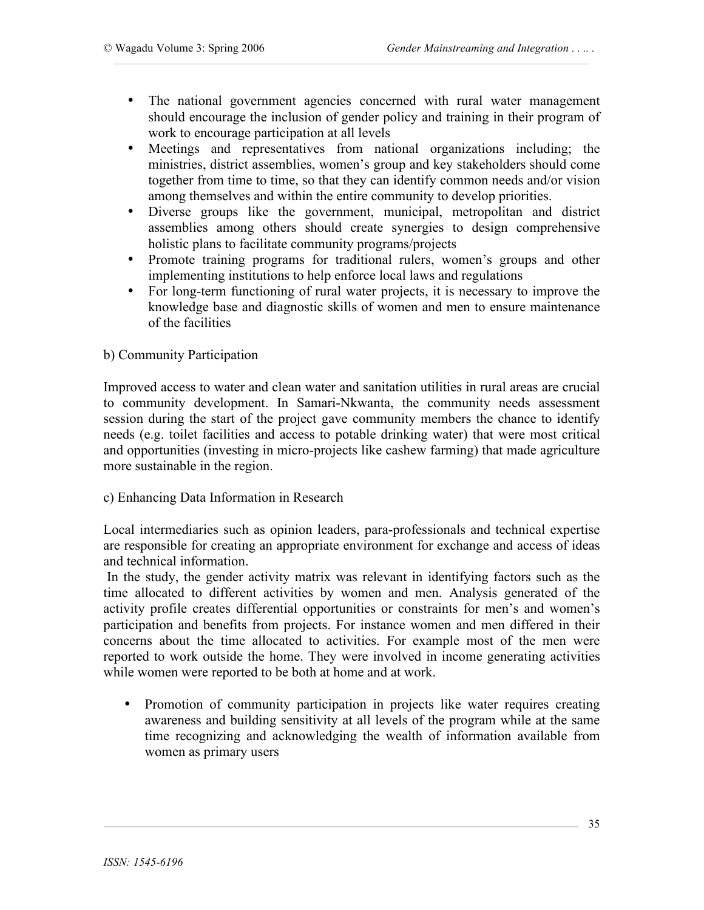- The national government agencies concerned with rural water management should encourage the inclusion of gender policy and training in their program of work to encourage participation at all levels
- Meetings and representatives from national organizations including; the ministries, district assemblies, women's group and key stakeholders should come together from time to time, so that they can identify common needs and/or vision among themselves and within the entire community to develop priorities.
- Diverse groups like the government, municipal, metropolitan and district assemblies among others should create synergies to design comprehensive holistic plans to facilitate community programs/projects
- Promote training programs for traditional rulers, women's groups and other implementing institutions to help enforce local laws and regulations
- For long-term functioning of rural water projects, it is necessary to improve the knowledge base and diagnostic skills of women and men to ensure maintenance of the facilities

b) Community Participation

Improved access to water and clean water and sanitation utilities in rural areas are crucial to community development. In Samari-Nkwanta, the community needs assessment session during the start of the project gave community members the chance to identify needs (e.g. toilet facilities and access to potable drinking water) that were most critical and opportunities (investing in micro-projects like cashew farming) that made agriculture more sustainable in the region.

c) Enhancing Data Information in Research

Local intermediaries such as opinion leaders, para-professionals and technical expertise are responsible for creating an appropriate environment for exchange and access of ideas and technical information.

In the study, the gender activity matrix was relevant in identifying factors such as the time allocated to different activities by women and men. Analysis generated of the activity profile creates differential opportunities or constraints for men's and women's participation and benefits from projects. For instance women and men differed in their concerns about the time allocated to activities. For example most of the men were reported to work outside the home. They were involved in income generating activities while women were reported to be both at home and at work.

- Promotion of community participation in projects like water requires creating awareness and building sensitivity at all levels of the program while at the same time recognizing and acknowledging the wealth of information available from women as primary users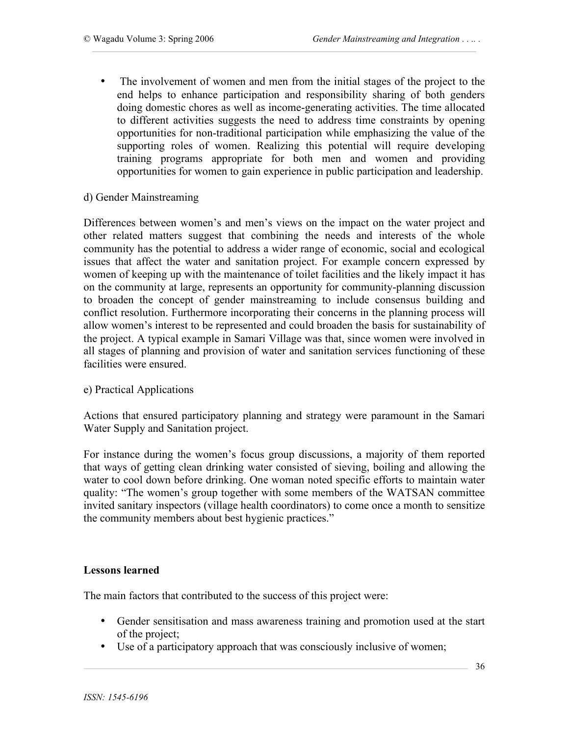- The involvement of women and men from the initial stages of the project to the end helps to enhance participation and responsibility sharing of both genders doing domestic chores as well as income-generating activities. The time allocated to different activities suggests the need to address time constraints by opening opportunities for non-traditional participation while emphasizing the value of the supporting roles of women. Realizing this potential will require developing training programs appropriate for both men and women and providing opportunities for women to gain experience in public participation and leadership.

d) Gender Mainstreaming

Differences between women's and men's views on the impact on the water project and other related matters suggest that combining the needs and interests of the whole community has the potential to address a wider range of economic, social and ecological issues that affect the water and sanitation project. For example concern expressed by women of keeping up with the maintenance of toilet facilities and the likely impact it has on the community at large, represents an opportunity for community-planning discussion to broaden the concept of gender mainstreaming to include consensus building and conflict resolution. Furthermore incorporating their concerns in the planning process will allow women's interest to be represented and could broaden the basis for sustainability of the project. A typical example in Samari Village was that, since women were involved in all stages of planning and provision of water and sanitation services functioning of these facilities were ensured.

e) Practical Applications

Actions that ensured participatory planning and strategy were paramount in the Samari Water Supply and Sanitation project.

For instance during the women's focus group discussions, a majority of them reported that ways of getting clean drinking water consisted of sieving, boiling and allowing the water to cool down before drinking. One woman noted specific efforts to maintain water quality: "The women's group together with some members of the WATSAN committee invited sanitary inspectors (village health coordinators) to come once a month to sensitize the community members about best hygienic practices."

**Lessons learned**

The main factors that contributed to the success of this project were:

- Gender sensitisation and mass awareness training and promotion used at the start of the project;
- Use of a participatory approach that was consciously inclusive of women;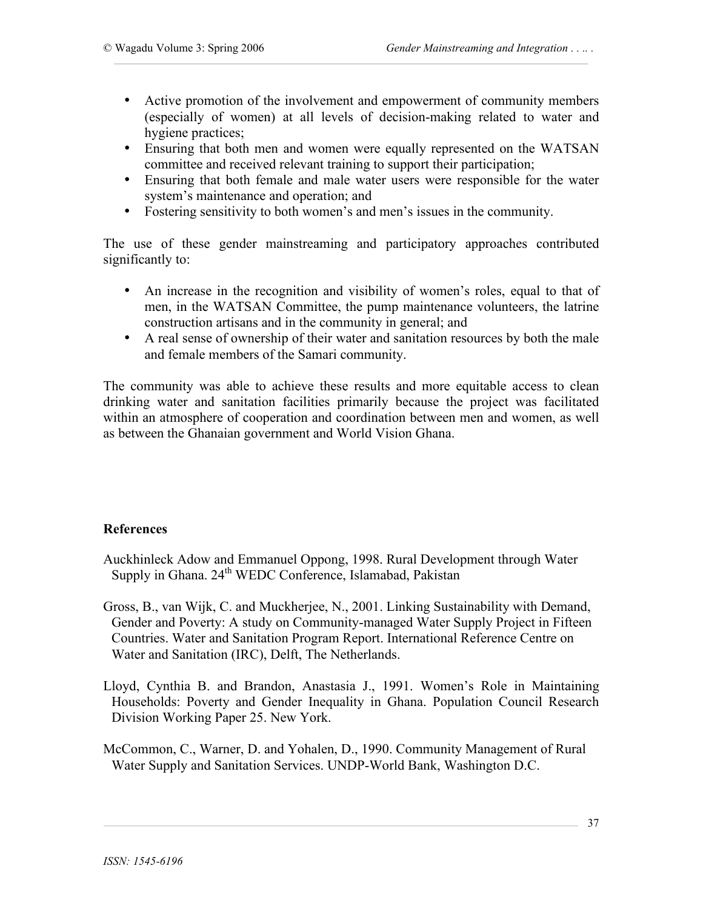- Active promotion of the involvement and empowerment of community members (especially of women) at all levels of decision-making related to water and hygiene practices;
- Ensuring that both men and women were equally represented on the WATSAN committee and received relevant training to support their participation;
- Ensuring that both female and male water users were responsible for the water system's maintenance and operation; and
- Fostering sensitivity to both women's and men's issues in the community.

The use of these gender mainstreaming and participatory approaches contributed significantly to:

- An increase in the recognition and visibility of women's roles, equal to that of men, in the WATSAN Committee, the pump maintenance volunteers, the latrine construction artisans and in the community in general; and
- A real sense of ownership of their water and sanitation resources by both the male and female members of the Samari community.

The community was able to achieve these results and more equitable access to clean drinking water and sanitation facilities primarily because the project was facilitated within an atmosphere of cooperation and coordination between men and women, as well as between the Ghanaian government and World Vision Ghana.

## References

Auckhinleck Adow and Emmanuel Oppong, 1998. Rural Development through Water Supply in Ghana. 24th WEDC Conference, Islamabad, Pakistan

Gross, B., van Wijk, C. and Muckherjee, N., 2001. Linking Sustainability with Demand, Gender and Poverty: A study on Community-managed Water Supply Project in Fifteen Countries. Water and Sanitation Program Report. International Reference Centre on Water and Sanitation (IRC), Delft, The Netherlands.

Lloyd, Cynthia B. and Brandon, Anastasia J., 1991. Women's Role in Maintaining Households: Poverty and Gender Inequality in Ghana. Population Council Research Division Working Paper 25. New York.

McCommon, C., Warner, D. and Yohalen, D., 1990. Community Management of Rural Water Supply and Sanitation Services. UNDP-World Bank, Washington D.C.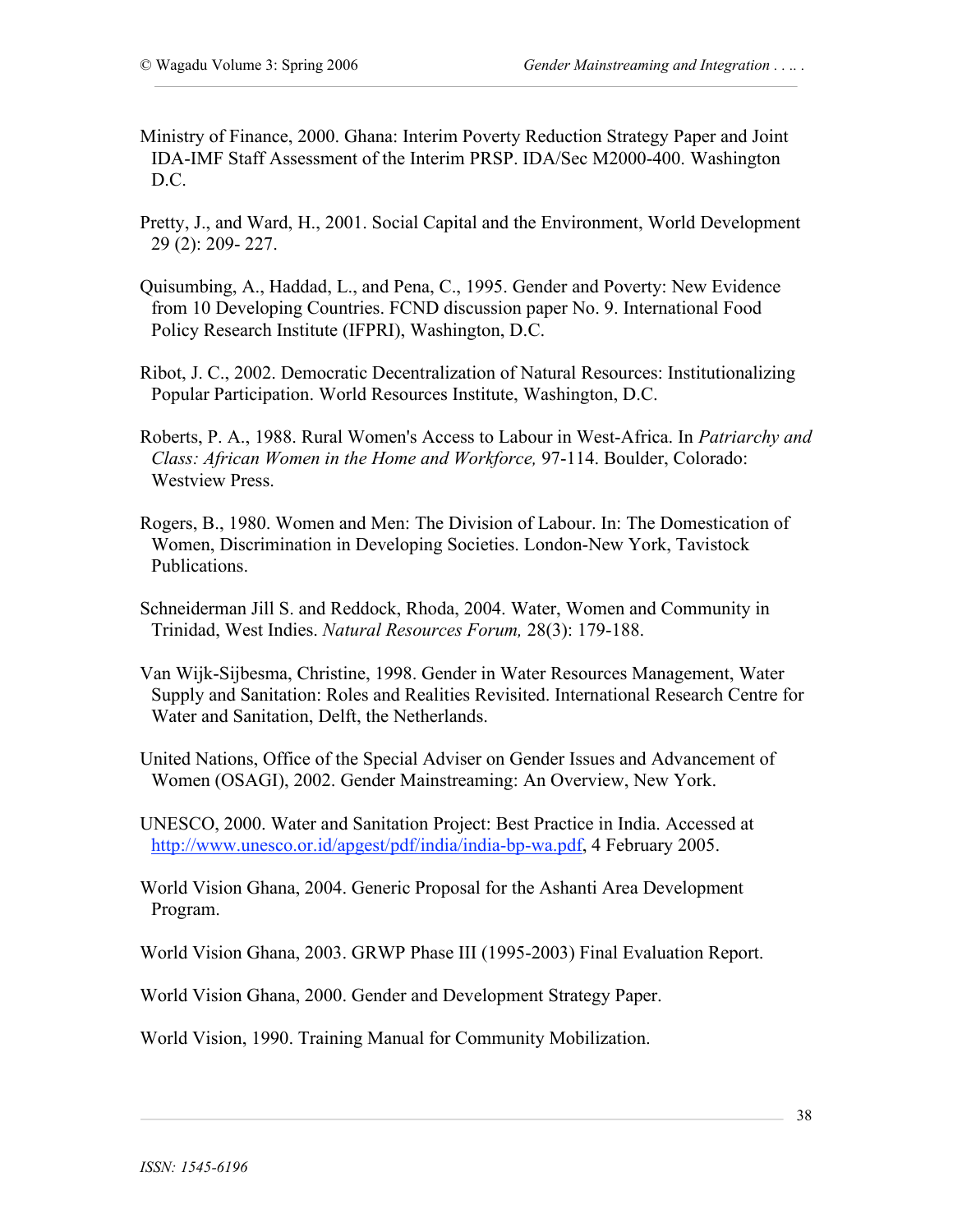Ministry of Finance, 2000. Ghana: Interim Poverty Reduction Strategy Paper and Joint IDA-IMF Staff Assessment of the Interim PRSP. IDA/Sec M2000-400. Washington D.C.

Pretty, J., and Ward, H., 2001. Social Capital and the Environment, World Development 29 (2): 209- 227.

Quisumbing, A., Haddad, L., and Pena, C., 1995. Gender and Poverty: New Evidence from 10 Developing Countries. FCND discussion paper No. 9. International Food Policy Research Institute (IFPRI), Washington, D.C.

Ribot, J. C., 2002. Democratic Decentralization of Natural Resources: Institutionalizing Popular Participation. World Resources Institute, Washington, D.C.

Roberts, P. A., 1988. Rural Women's Access to Labour in West-Africa. In *Patriarchy and Class: African Women in the Home and Workforce,* 97-114. Boulder, Colorado: Westview Press.

Rogers, B., 1980. Women and Men: The Division of Labour. In: The Domestication of Women, Discrimination in Developing Societies. London-New York, Tavistock Publications.

Schneiderman Jill S. and Reddock, Rhoda, 2004. Water, Women and Community in Trinidad, West Indies. *Natural Resources Forum,* 28(3): 179-188.

Van Wijk-Sijbesma, Christine, 1998. Gender in Water Resources Management, Water Supply and Sanitation: Roles and Realities Revisited. International Research Centre for Water and Sanitation, Delft, the Netherlands.

United Nations, Office of the Special Adviser on Gender Issues and Advancement of Women (OSAGI), 2002. Gender Mainstreaming: An Overview, New York.

UNESCO, 2000. Water and Sanitation Project: Best Practice in India. Accessed at http://www.unesco.or.id/apgest/pdf/india/india-bp-wa.pdf, 4 February 2005.

World Vision Ghana, 2004. Generic Proposal for the Ashanti Area Development Program.

World Vision Ghana, 2003. GRWP Phase III (1995-2003) Final Evaluation Report.

World Vision Ghana, 2000. Gender and Development Strategy Paper.

World Vision, 1990. Training Manual for Community Mobilization.